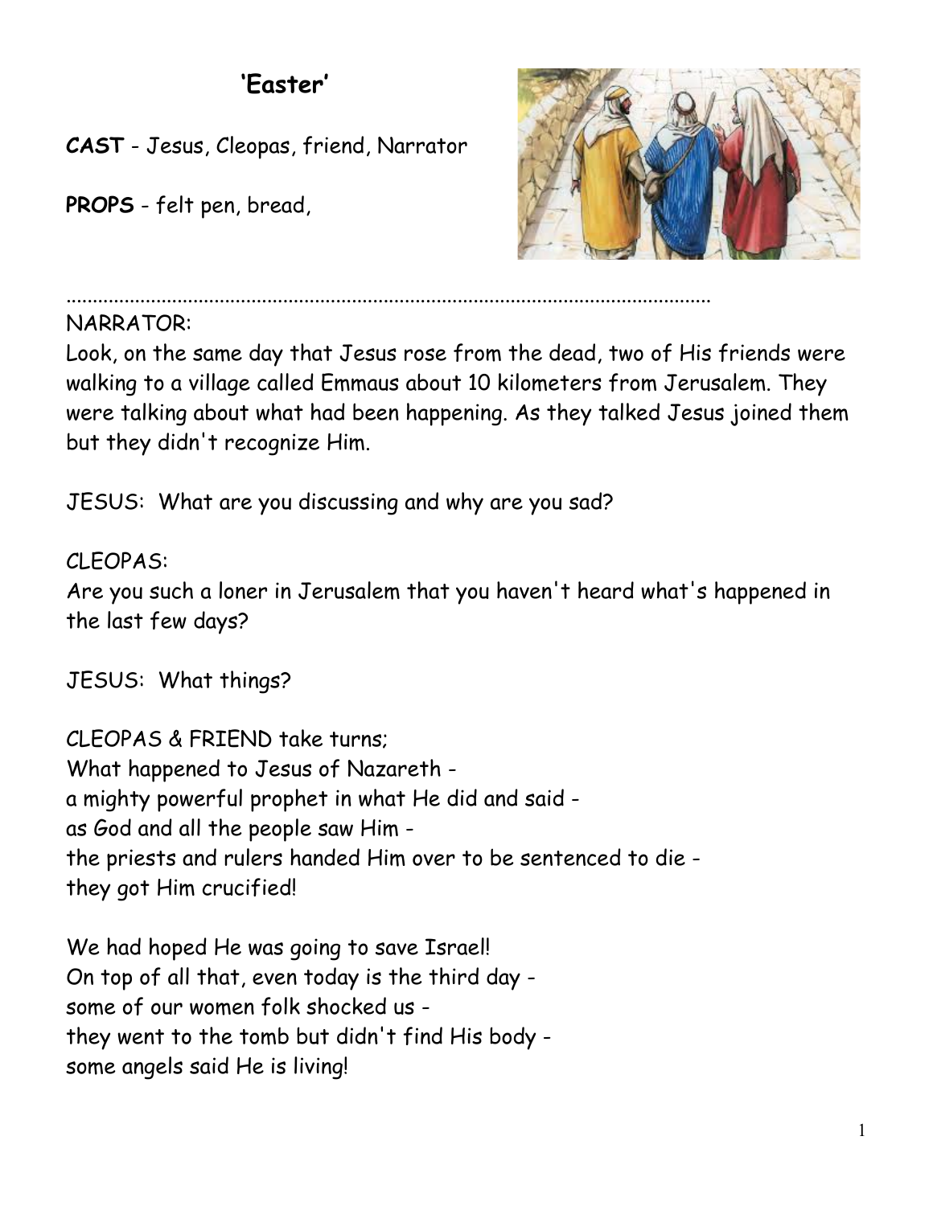# 'Easter'

**CAST** - Jesus, Cleopas, friend, Narrator

**PROPS** - felt pen, bread,

.......................................................................................................................

NARRATOR:
Look, on the same day that Jesus rose from the dead, two of His friends were walking to a village called Emmaus about 10 kilometers from Jerusalem. They were talking about what had been happening. As they talked Jesus joined them but they didn't recognize Him.

JESUS: What are you discussing and why are you sad?

CLEOPAS:
Are you such a loner in Jerusalem that you haven't heard what's happened in the last few days?

JESUS: What things?

CLEOPAS & FRIEND take turns;
What happened to Jesus of Nazareth -
a mighty powerful prophet in what He did and said -
as God and all the people saw Him -
the priests and rulers handed Him over to be sentenced to die -
they got Him crucified!

We had hoped He was going to save Israel!
On top of all that, even today is the third day -
some of our women folk shocked us -
they went to the tomb but didn't find His body -
some angels said He is living!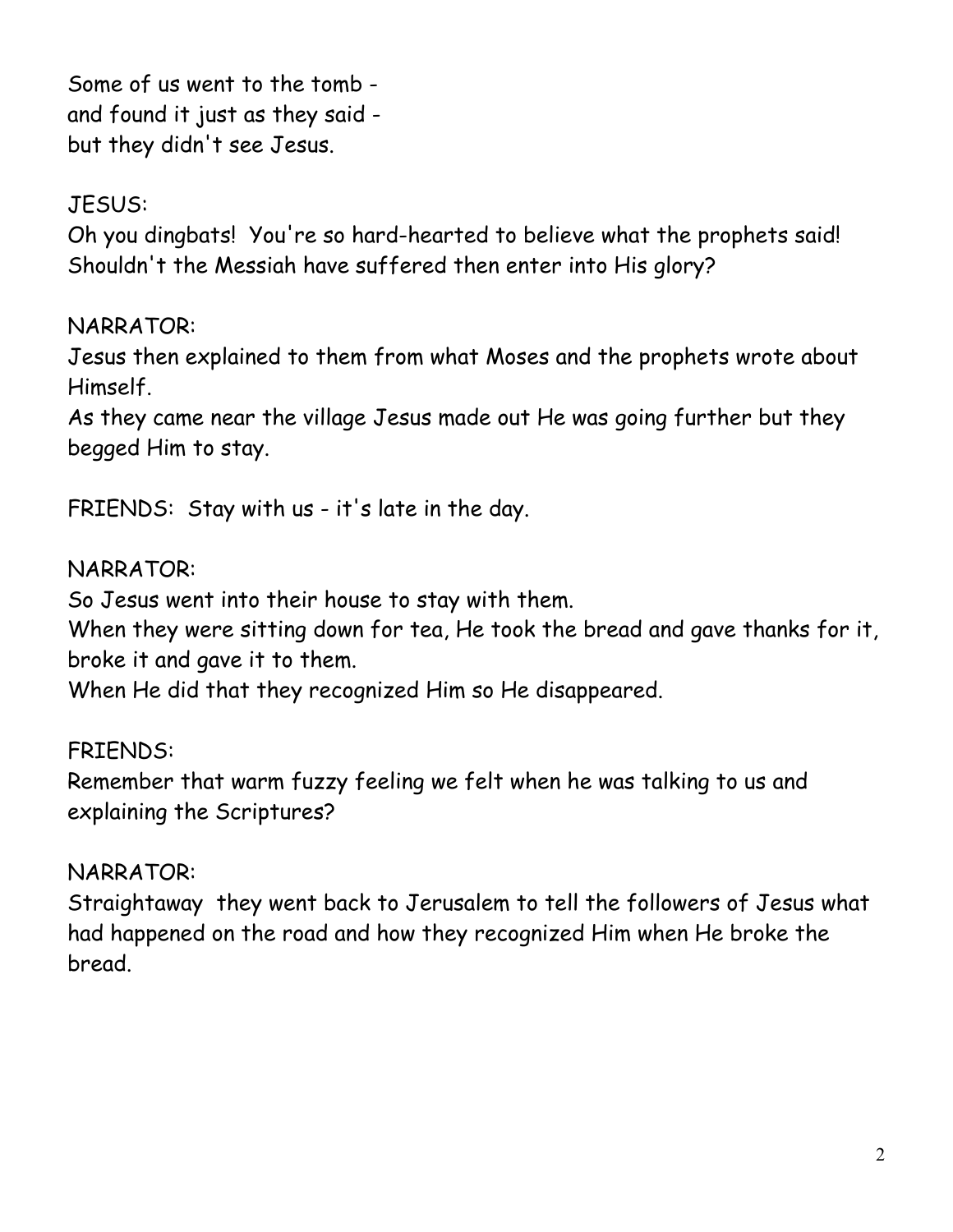Some of us went to the tomb -
and found it just as they said -
but they didn't see Jesus.

JESUS:
Oh you dingbats! You're so hard-hearted to believe what the prophets said! Shouldn't the Messiah have suffered then enter into His glory?

NARRATOR:
Jesus then explained to them from what Moses and the prophets wrote about Himself.
As they came near the village Jesus made out He was going further but they begged Him to stay.

FRIENDS: Stay with us - it's late in the day.

NARRATOR:
So Jesus went into their house to stay with them.
When they were sitting down for tea, He took the bread and gave thanks for it, broke it and gave it to them.
When He did that they recognized Him so He disappeared.

FRIENDS:
Remember that warm fuzzy feeling we felt when he was talking to us and explaining the Scriptures?

NARRATOR:
Straightaway they went back to Jerusalem to tell the followers of Jesus what had happened on the road and how they recognized Him when He broke the bread.